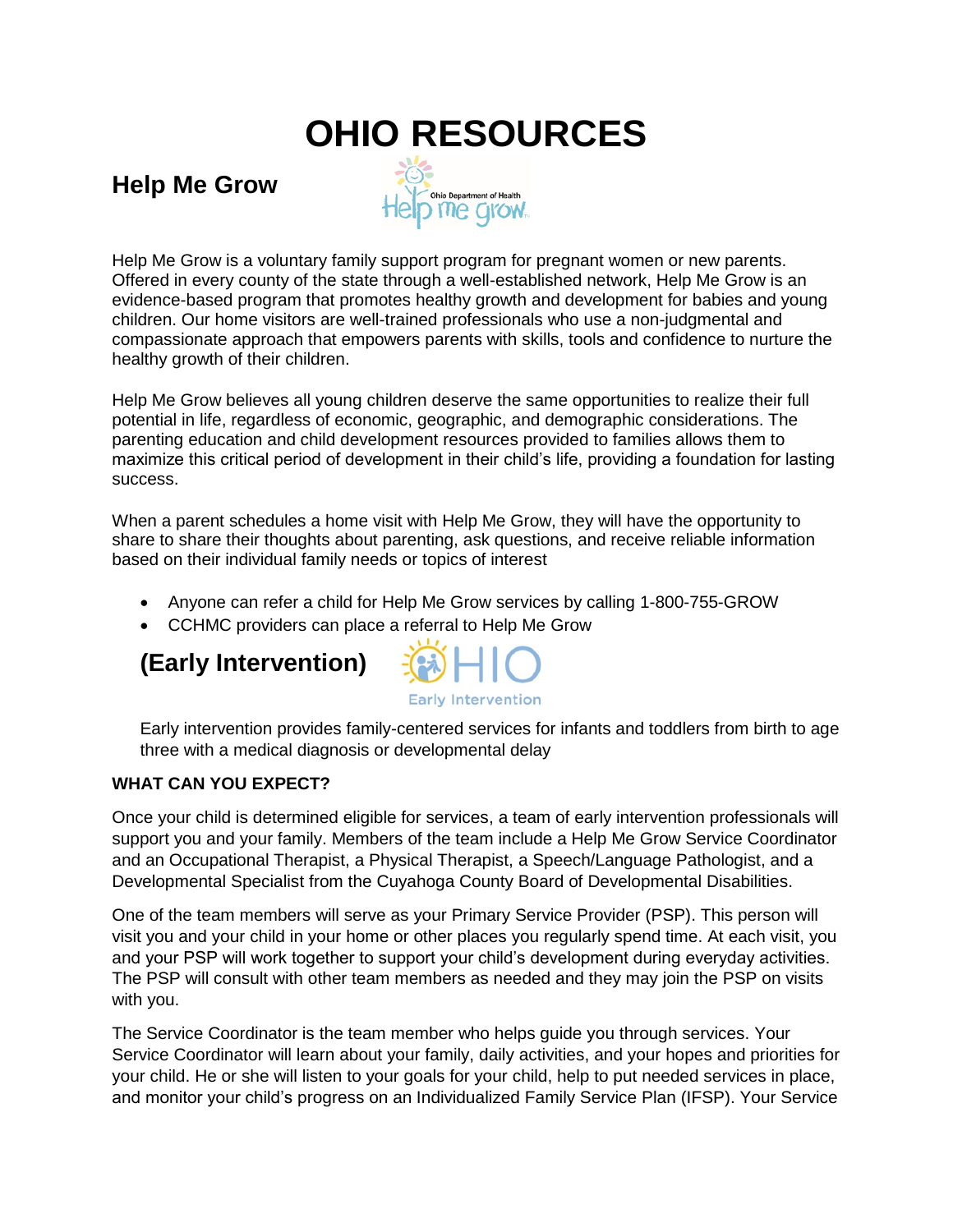# OHIO RESOURCES

## Help Me Grow

Help Me Grow is a voluntary family support program for pregnant women or new parents. Offered in every county of the state through a well-established network, Help Me Grow is an evidence-based program that promotes healthy growth and development for babies and young children. Our home visitors are well-trained professionals who use a non-judgmental and compassionate approach that empowers parents with skills, tools and confidence to nurture the healthy growth of their children.

Help Me Grow believes all young children deserve the same opportunities to realize their full potential in life, regardless of economic, geographic, and demographic considerations. The parenting education and child development resources provided to families allows them to maximize this critical period of development in their child's life, providing a foundation for lasting success.

When a parent schedules a home visit with Help Me Grow, they will have the opportunity to share to share their thoughts about parenting, ask questions, and receive reliable information based on their individual family needs or topics of interest

- Anyone can refer a child for Help Me Grow services by calling 1-800-755-GROW
- CCHMC providers can place a referral to Help Me Grow

## (Early Intervention)

Early intervention provides family-centered services for infants and toddlers from birth to age three with a medical diagnosis or developmental delay

**WHAT CAN YOU EXPECT?**

Once your child is determined eligible for services, a team of early intervention professionals will support you and your family. Members of the team include a Help Me Grow Service Coordinator and an Occupational Therapist, a Physical Therapist, a Speech/Language Pathologist, and a Developmental Specialist from the Cuyahoga County Board of Developmental Disabilities.

One of the team members will serve as your Primary Service Provider (PSP). This person will visit you and your child in your home or other places you regularly spend time. At each visit, you and your PSP will work together to support your child's development during everyday activities. The PSP will consult with other team members as needed and they may join the PSP on visits with you.

The Service Coordinator is the team member who helps guide you through services. Your Service Coordinator will learn about your family, daily activities, and your hopes and priorities for your child. He or she will listen to your goals for your child, help to put needed services in place, and monitor your child's progress on an Individualized Family Service Plan (IFSP). Your Service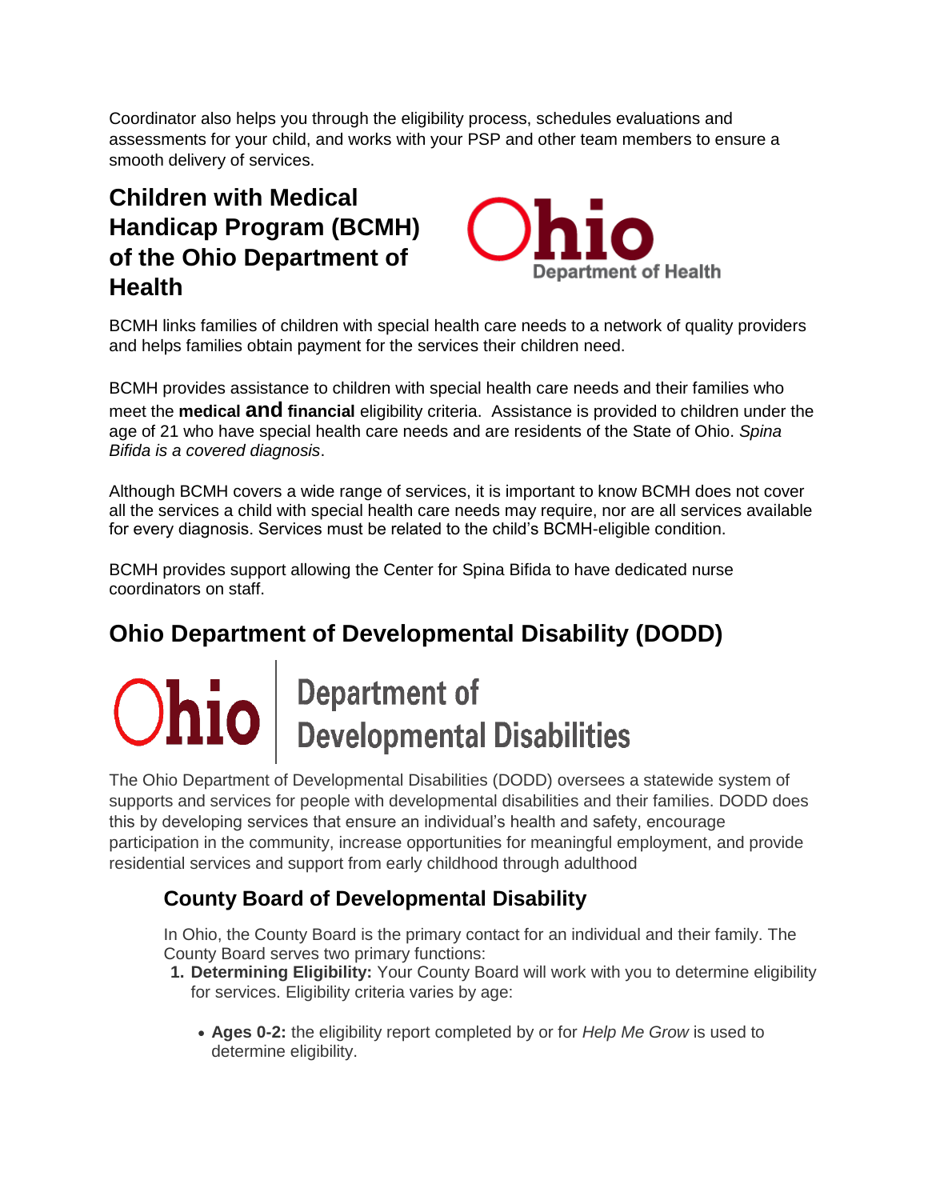Coordinator also helps you through the eligibility process, schedules evaluations and assessments for your child, and works with your PSP and other team members to ensure a smooth delivery of services.

## Children with Medical Handicap Program (BCMH) of the Ohio Department of Health

BCMH links families of children with special health care needs to a network of quality providers and helps families obtain payment for the services their children need.

BCMH provides assistance to children with special health care needs and their families who meet the **medical and financial** eligibility criteria. Assistance is provided to children under the age of 21 who have special health care needs and are residents of the State of Ohio. *Spina Bifida is a covered diagnosis*.

Although BCMH covers a wide range of services, it is important to know BCMH does not cover all the services a child with special health care needs may require, nor are all services available for every diagnosis. Services must be related to the child's BCMH-eligible condition.

BCMH provides support allowing the Center for Spina Bifida to have dedicated nurse coordinators on staff.

## Ohio Department of Developmental Disability (DODD)

The Ohio Department of Developmental Disabilities (DODD) oversees a statewide system of supports and services for people with developmental disabilities and their families. DODD does this by developing services that ensure an individual's health and safety, encourage participation in the community, increase opportunities for meaningful employment, and provide residential services and support from early childhood through adulthood

### County Board of Developmental Disability

In Ohio, the County Board is the primary contact for an individual and their family. The County Board serves two primary functions:

1. **Determining Eligibility:** Your County Board will work with you to determine eligibility for services. Eligibility criteria varies by age:

   - **Ages 0-2:** the eligibility report completed by or for *Help Me Grow* is used to determine eligibility.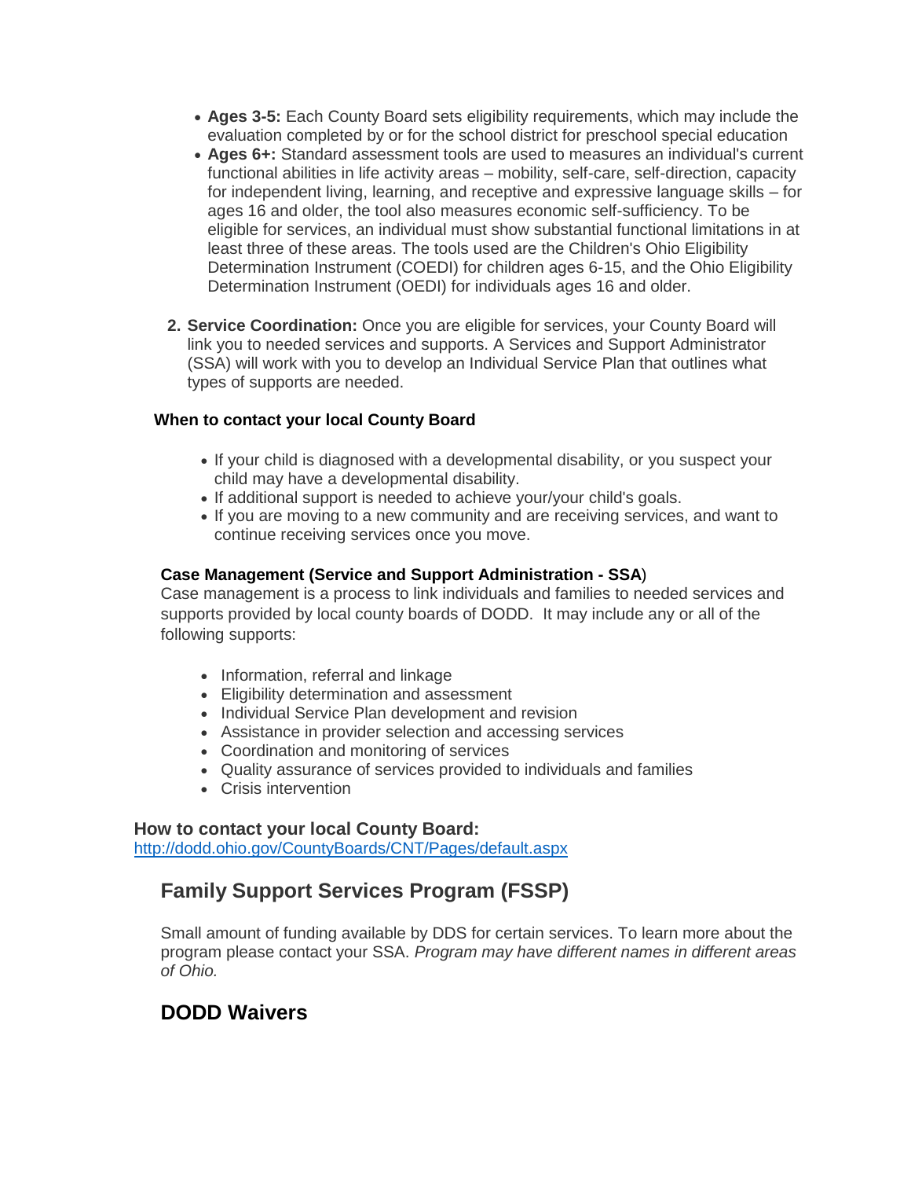- **Ages 3-5:** Each County Board sets eligibility requirements, which may include the evaluation completed by or for the school district for preschool special education
- **Ages 6+:** Standard assessment tools are used to measures an individual's current functional abilities in life activity areas – mobility, self-care, self-direction, capacity for independent living, learning, and receptive and expressive language skills – for ages 16 and older, the tool also measures economic self-sufficiency. To be eligible for services, an individual must show substantial functional limitations in at least three of these areas. The tools used are the Children's Ohio Eligibility Determination Instrument (COEDI) for children ages 6-15, and the Ohio Eligibility Determination Instrument (OEDI) for individuals ages 16 and older.

2. **Service Coordination:** Once you are eligible for services, your County Board will link you to needed services and supports. A Services and Support Administrator (SSA) will work with you to develop an Individual Service Plan that outlines what types of supports are needed.

**When to contact your local County Board**

- If your child is diagnosed with a developmental disability, or you suspect your child may have a developmental disability.
- If additional support is needed to achieve your/your child's goals.
- If you are moving to a new community and are receiving services, and want to continue receiving services once you move.

**Case Management (Service and Support Administration - SSA)**
Case management is a process to link individuals and families to needed services and supports provided by local county boards of DODD. It may include any or all of the following supports:

- Information, referral and linkage
- Eligibility determination and assessment
- Individual Service Plan development and revision
- Assistance in provider selection and accessing services
- Coordination and monitoring of services
- Quality assurance of services provided to individuals and families
- Crisis intervention

**How to contact your local County Board:**
http://dodd.ohio.gov/CountyBoards/CNT/Pages/default.aspx

## Family Support Services Program (FSSP)

Small amount of funding available by DDS for certain services. To learn more about the program please contact your SSA. *Program may have different names in different areas of Ohio.*

## DODD Waivers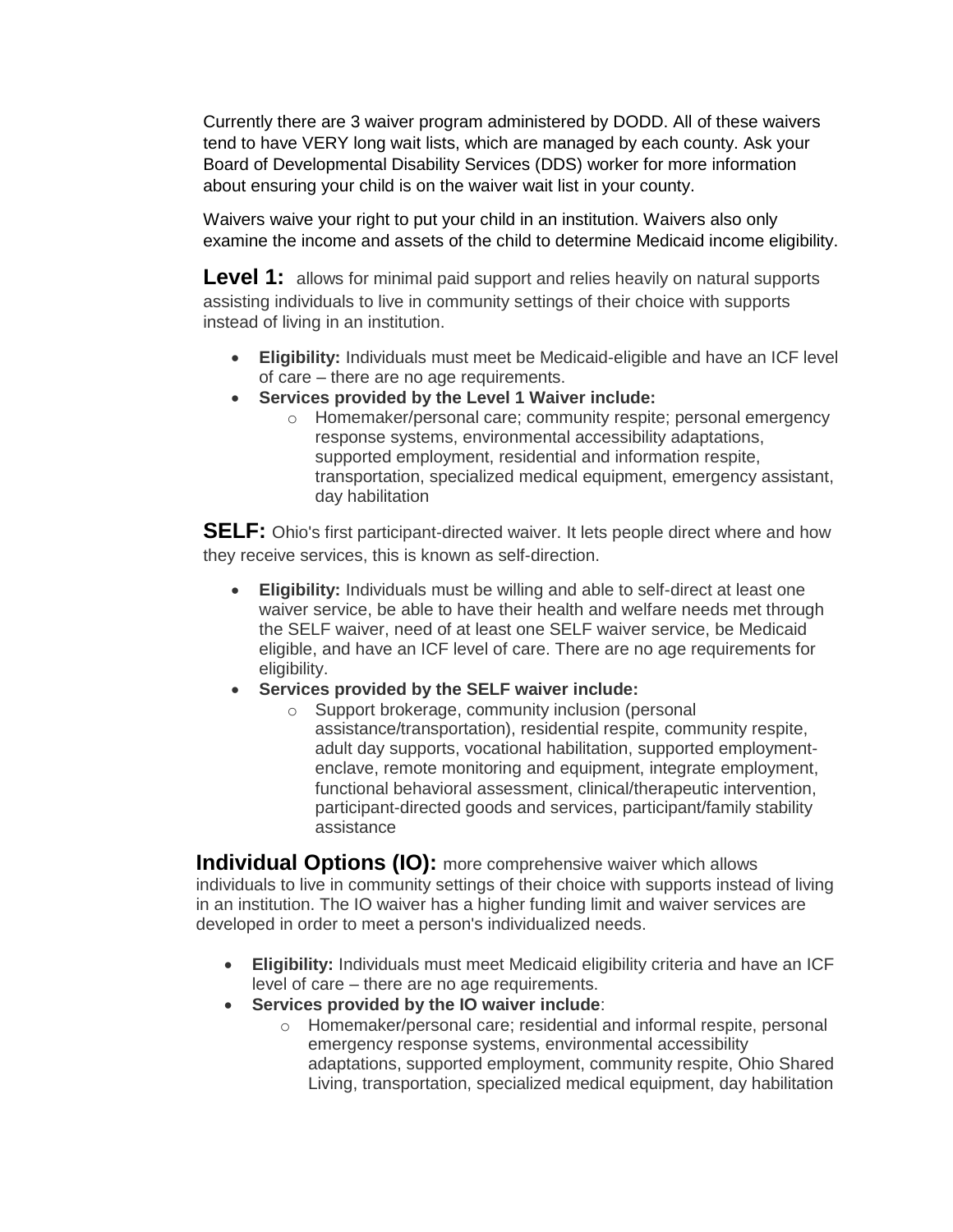Currently there are 3 waiver program administered by DODD. All of these waivers tend to have VERY long wait lists, which are managed by each county. Ask your Board of Developmental Disability Services (DDS) worker for more information about ensuring your child is on the waiver wait list in your county.

Waivers waive your right to put your child in an institution. Waivers also only examine the income and assets of the child to determine Medicaid income eligibility.

**Level 1:** allows for minimal paid support and relies heavily on natural supports assisting individuals to live in community settings of their choice with supports instead of living in an institution.

- **Eligibility:** Individuals must meet be Medicaid-eligible and have an ICF level of care – there are no age requirements.
- **Services provided by the Level 1 Waiver include:**
  - Homemaker/personal care; community respite; personal emergency response systems, environmental accessibility adaptations, supported employment, residential and information respite, transportation, specialized medical equipment, emergency assistant, day habilitation

**SELF:** Ohio's first participant-directed waiver. It lets people direct where and how they receive services, this is known as self-direction.

- **Eligibility:** Individuals must be willing and able to self-direct at least one waiver service, be able to have their health and welfare needs met through the SELF waiver, need of at least one SELF waiver service, be Medicaid eligible, and have an ICF level of care. There are no age requirements for eligibility.
- **Services provided by the SELF waiver include:**
  - Support brokerage, community inclusion (personal assistance/transportation), residential respite, community respite, adult day supports, vocational habilitation, supported employment-enclave, remote monitoring and equipment, integrate employment, functional behavioral assessment, clinical/therapeutic intervention, participant-directed goods and services, participant/family stability assistance

**Individual Options (IO):** more comprehensive waiver which allows individuals to live in community settings of their choice with supports instead of living in an institution. The IO waiver has a higher funding limit and waiver services are developed in order to meet a person's individualized needs.

- **Eligibility:** Individuals must meet Medicaid eligibility criteria and have an ICF level of care – there are no age requirements.
- **Services provided by the IO waiver include**:
  - Homemaker/personal care; residential and informal respite, personal emergency response systems, environmental accessibility adaptations, supported employment, community respite, Ohio Shared Living, transportation, specialized medical equipment, day habilitation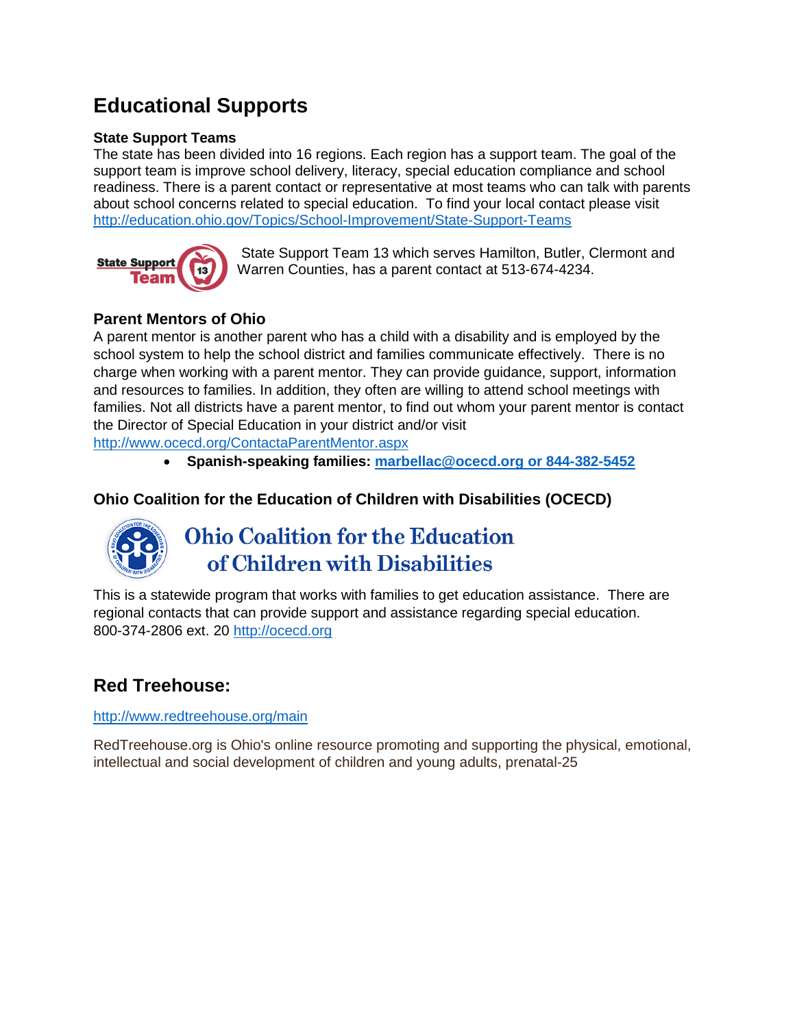# Educational Supports

### State Support Teams

The state has been divided into 16 regions. Each region has a support team. The goal of the support team is improve school delivery, literacy, special education compliance and school readiness. There is a parent contact or representative at most teams who can talk with parents about school concerns related to special education. To find your local contact please visit http://education.ohio.gov/Topics/School-Improvement/State-Support-Teams

State Support Team 13 which serves Hamilton, Butler, Clermont and Warren Counties, has a parent contact at 513-674-4234.

### Parent Mentors of Ohio

A parent mentor is another parent who has a child with a disability and is employed by the school system to help the school district and families communicate effectively. There is no charge when working with a parent mentor. They can provide guidance, support, information and resources to families. In addition, they often are willing to attend school meetings with families. Not all districts have a parent mentor, to find out whom your parent mentor is contact the Director of Special Education in your district and/or visit http://www.ocecd.org/ContactaParentMentor.aspx

- **Spanish-speaking families: marbellac@ocecd.org or 844-382-5452**

### Ohio Coalition for the Education of Children with Disabilities (OCECD)

This is a statewide program that works with families to get education assistance. There are regional contacts that can provide support and assistance regarding special education. 800-374-2806 ext. 20 http://ocecd.org

## Red Treehouse:

http://www.redtreehouse.org/main

RedTreehouse.org is Ohio's online resource promoting and supporting the physical, emotional, intellectual and social development of children and young adults, prenatal-25